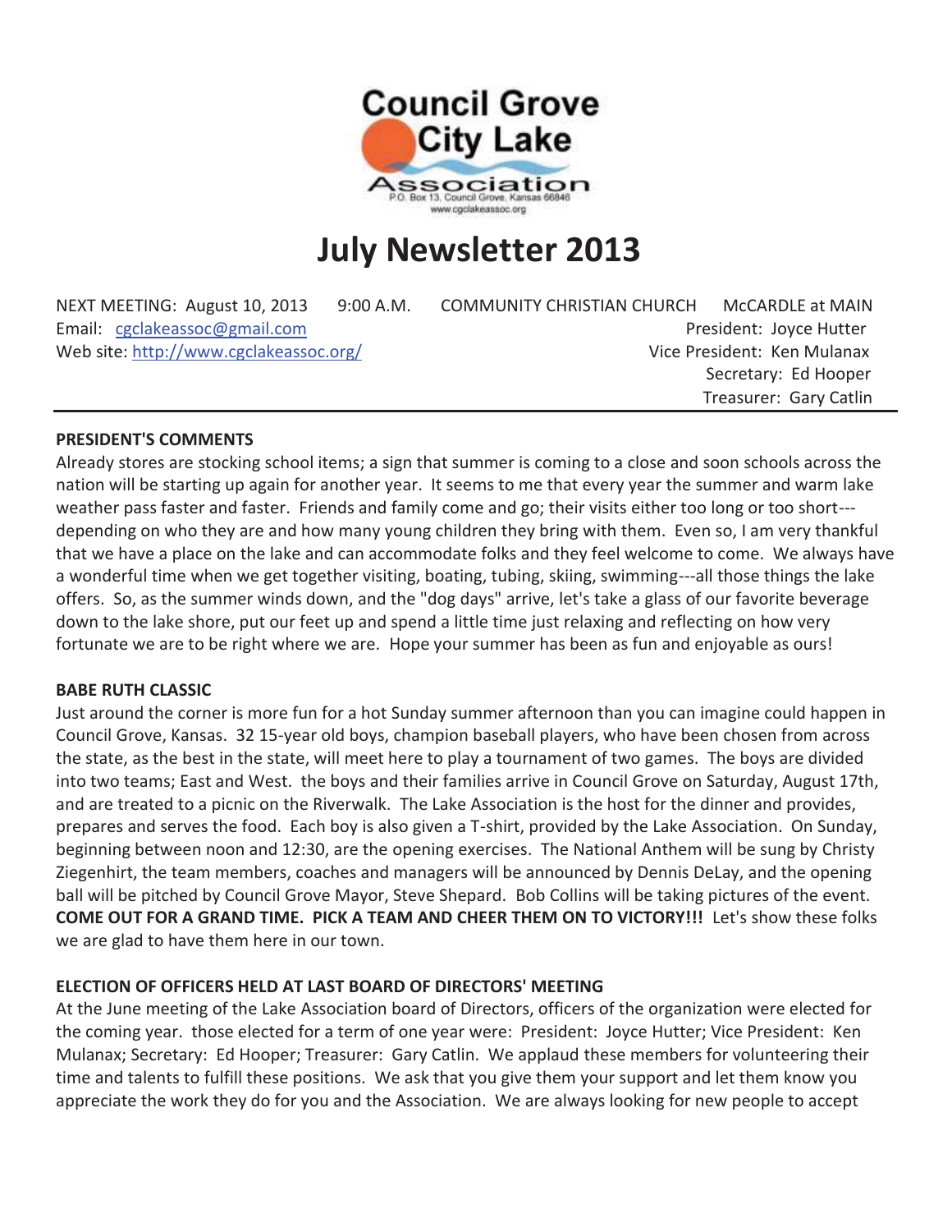Council Grove City Lake Association
P.O. Box 13, Council Grove, Kansas 66846
www.cgclakeassoc.org

# July Newsletter 2013

NEXT MEETING: August 10, 2013 9:00 A.M. COMMUNITY CHRISTIAN CHURCH McCARDLE at MAIN

Email: cgclakeassoc@gmail.com

Web site: http://www.cgclakeassoc.org/

President: Joyce Hutter

Vice President: Ken Mulanax

Secretary: Ed Hooper

Treasurer: Gary Catlin

---

**PRESIDENT'S COMMENTS**

Already stores are stocking school items; a sign that summer is coming to a close and soon schools across the nation will be starting up again for another year. It seems to me that every year the summer and warm lake weather pass faster and faster. Friends and family come and go; their visits either too long or too short---depending on who they are and how many young children they bring with them. Even so, I am very thankful that we have a place on the lake and can accommodate folks and they feel welcome to come. We always have a wonderful time when we get together visiting, boating, tubing, skiing, swimming---all those things the lake offers. So, as the summer winds down, and the "dog days" arrive, let's take a glass of our favorite beverage down to the lake shore, put our feet up and spend a little time just relaxing and reflecting on how very fortunate we are to be right where we are. Hope your summer has been as fun and enjoyable as ours!

**BABE RUTH CLASSIC**

Just around the corner is more fun for a hot Sunday summer afternoon than you can imagine could happen in Council Grove, Kansas. 32 15-year old boys, champion baseball players, who have been chosen from across the state, as the best in the state, will meet here to play a tournament of two games. The boys are divided into two teams; East and West. the boys and their families arrive in Council Grove on Saturday, August 17th, and are treated to a picnic on the Riverwalk. The Lake Association is the host for the dinner and provides, prepares and serves the food. Each boy is also given a T-shirt, provided by the Lake Association. On Sunday, beginning between noon and 12:30, are the opening exercises. The National Anthem will be sung by Christy Ziegenhirt, the team members, coaches and managers will be announced by Dennis DeLay, and the opening ball will be pitched by Council Grove Mayor, Steve Shepard. Bob Collins will be taking pictures of the event. **COME OUT FOR A GRAND TIME. PICK A TEAM AND CHEER THEM ON TO VICTORY!!!** Let's show these folks we are glad to have them here in our town.

**ELECTION OF OFFICERS HELD AT LAST BOARD OF DIRECTORS' MEETING**

At the June meeting of the Lake Association board of Directors, officers of the organization were elected for the coming year. those elected for a term of one year were: President: Joyce Hutter; Vice President: Ken Mulanax; Secretary: Ed Hooper; Treasurer: Gary Catlin. We applaud these members for volunteering their time and talents to fulfill these positions. We ask that you give them your support and let them know you appreciate the work they do for you and the Association. We are always looking for new people to accept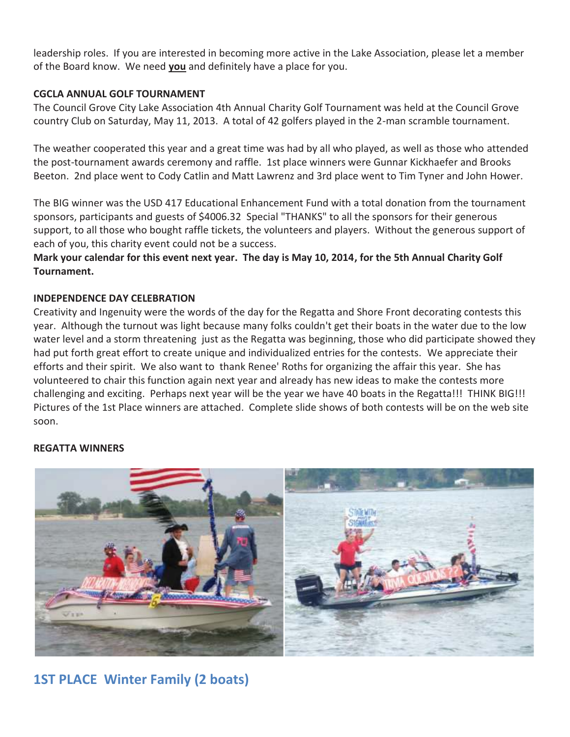leadership roles. If you are interested in becoming more active in the Lake Association, please let a member of the Board know. We need **you** and definitely have a place for you.

**CGCLA ANNUAL GOLF TOURNAMENT**

The Council Grove City Lake Association 4th Annual Charity Golf Tournament was held at the Council Grove country Club on Saturday, May 11, 2013. A total of 42 golfers played in the 2-man scramble tournament.

The weather cooperated this year and a great time was had by all who played, as well as those who attended the post-tournament awards ceremony and raffle. 1st place winners were Gunnar Kickhaefer and Brooks Beeton. 2nd place went to Cody Catlin and Matt Lawrenz and 3rd place went to Tim Tyner and John Hower.

The BIG winner was the USD 417 Educational Enhancement Fund with a total donation from the tournament sponsors, participants and guests of $4006.32 Special "THANKS" to all the sponsors for their generous support, to all those who bought raffle tickets, the volunteers and players. Without the generous support of each of you, this charity event could not be a success.

**Mark your calendar for this event next year. The day is May 10, 2014, for the 5th Annual Charity Golf Tournament.**

**INDEPENDENCE DAY CELEBRATION**

Creativity and Ingenuity were the words of the day for the Regatta and Shore Front decorating contests this year. Although the turnout was light because many folks couldn't get their boats in the water due to the low water level and a storm threatening just as the Regatta was beginning, those who did participate showed they had put forth great effort to create unique and individualized entries for the contests. We appreciate their efforts and their spirit. We also want to thank Renee' Roths for organizing the affair this year. She has volunteered to chair this function again next year and already has new ideas to make the contests more challenging and exciting. Perhaps next year will be the year we have 40 boats in the Regatta!!! THINK BIG!!! Pictures of the 1st Place winners are attached. Complete slide shows of both contests will be on the web site soon.

**REGATTA WINNERS**

## 1ST PLACE Winter Family (2 boats)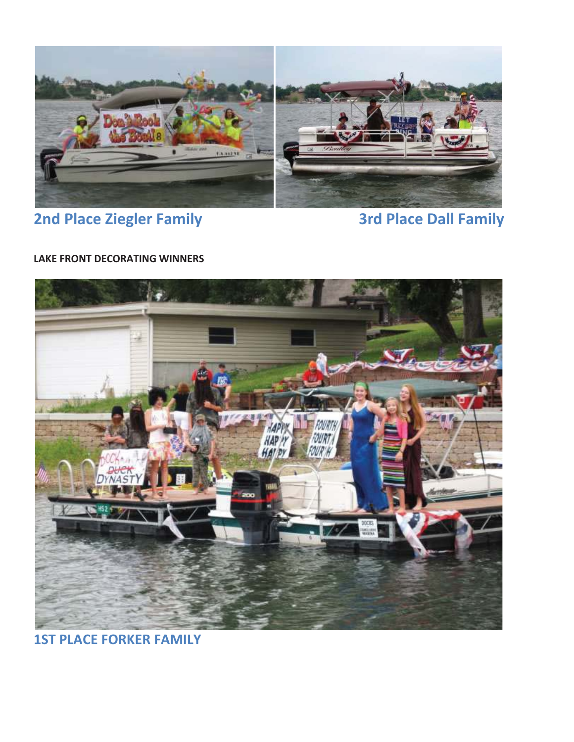2nd Place Ziegler Family

3rd Place Dall Family

**LAKE FRONT DECORATING WINNERS**

1ST PLACE FORKER FAMILY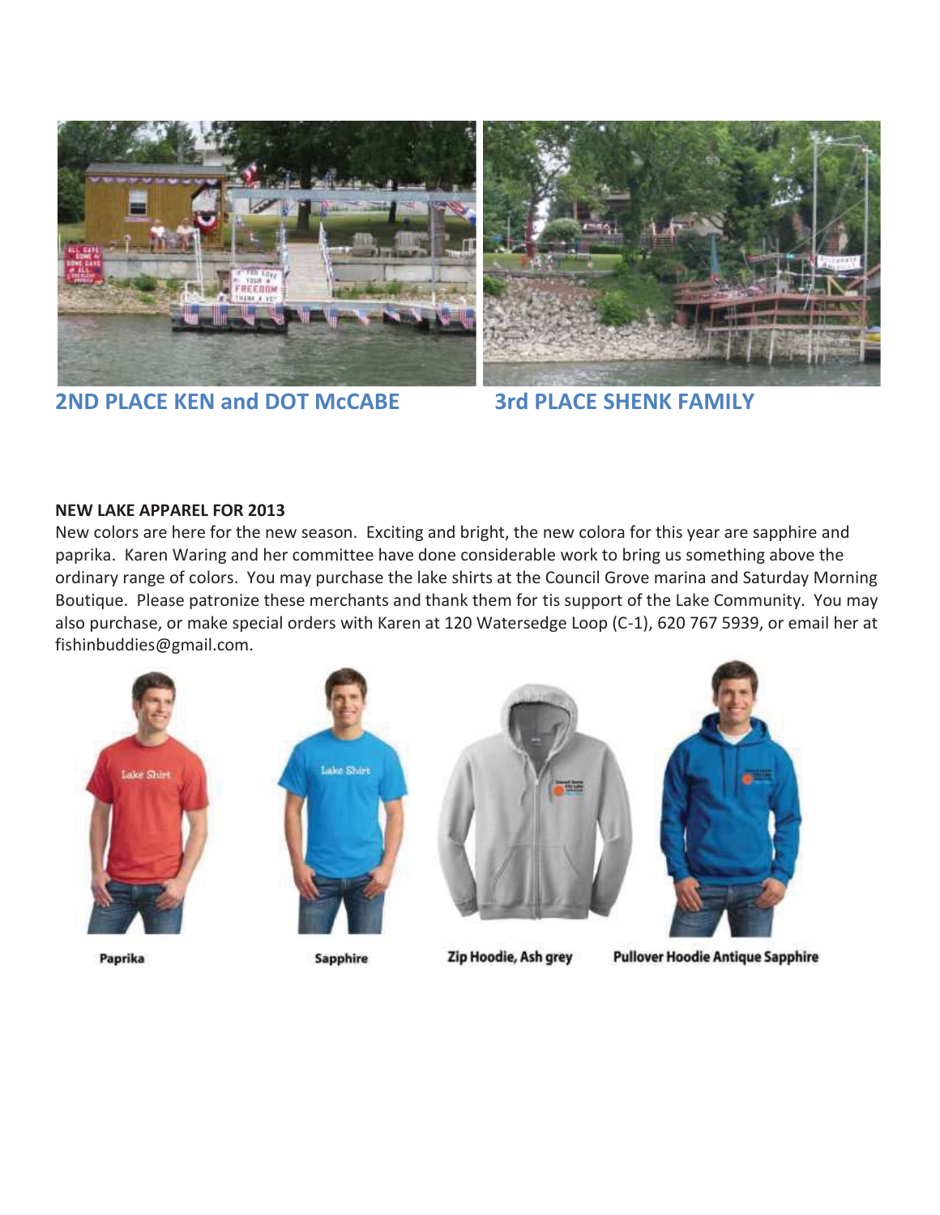**2ND PLACE KEN and DOT McCABE**

**3rd PLACE SHENK FAMILY**

**NEW LAKE APPAREL FOR 2013**

New colors are here for the new season. Exciting and bright, the new colora for this year are sapphire and paprika. Karen Waring and her committee have done considerable work to bring us something above the ordinary range of colors. You may purchase the lake shirts at the Council Grove marina and Saturday Morning Boutique. Please patronize these merchants and thank them for tis support of the Lake Community. You may also purchase, or make special orders with Karen at 120 Watersedge Loop (C-1), 620 767 5939, or email her at fishinbuddies@gmail.com.

**Paprika**

**Sapphire**

**Zip Hoodie, Ash grey**

**Pullover Hoodie Antique Sapphire**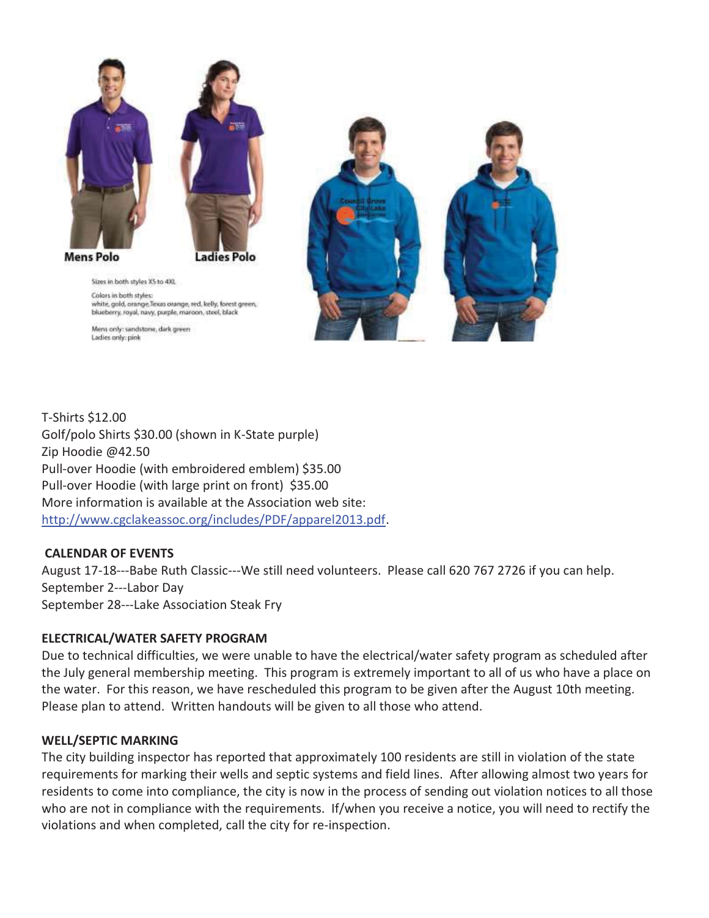Mens Polo

Ladies Polo

Sizes in both styles XS to 4XL

Colors in both styles:
white, gold, orange,Texas orange, red, kelly, forest green, blueberry, royal, navy, purple, maroon, steel, black

Mens only: sandstone, dark green
Ladies only: pink

T-Shirts $12.00
Golf/polo Shirts $30.00 (shown in K-State purple)
Zip Hoodie @42.50
Pull-over Hoodie (with embroidered emblem) $35.00
Pull-over Hoodie (with large print on front) $35.00
More information is available at the Association web site:
http://www.cgclakeassoc.org/includes/PDF/apparel2013.pdf.

**CALENDAR OF EVENTS**

August 17-18---Babe Ruth Classic---We still need volunteers. Please call 620 767 2726 if you can help.
September 2---Labor Day
September 28---Lake Association Steak Fry

**ELECTRICAL/WATER SAFETY PROGRAM**

Due to technical difficulties, we were unable to have the electrical/water safety program as scheduled after the July general membership meeting. This program is extremely important to all of us who have a place on the water. For this reason, we have rescheduled this program to be given after the August 10th meeting. Please plan to attend. Written handouts will be given to all those who attend.

**WELL/SEPTIC MARKING**

The city building inspector has reported that approximately 100 residents are still in violation of the state requirements for marking their wells and septic systems and field lines. After allowing almost two years for residents to come into compliance, the city is now in the process of sending out violation notices to all those who are not in compliance with the requirements. If/when you receive a notice, you will need to rectify the violations and when completed, call the city for re-inspection.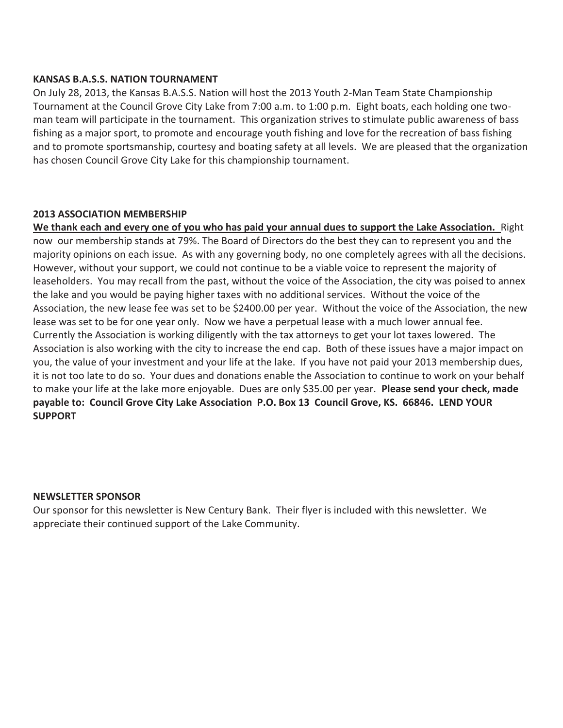## KANSAS B.A.S.S. NATION TOURNAMENT

On July 28, 2013, the Kansas B.A.S.S. Nation will host the 2013 Youth 2-Man Team State Championship Tournament at the Council Grove City Lake from 7:00 a.m. to 1:00 p.m. Eight boats, each holding one two-man team will participate in the tournament. This organization strives to stimulate public awareness of bass fishing as a major sport, to promote and encourage youth fishing and love for the recreation of bass fishing and to promote sportsmanship, courtesy and boating safety at all levels. We are pleased that the organization has chosen Council Grove City Lake for this championship tournament.

## 2013 ASSOCIATION MEMBERSHIP

**We thank each and every one of you who has paid your annual dues to support the Lake Association.** Right now our membership stands at 79%. The Board of Directors do the best they can to represent you and the majority opinions on each issue. As with any governing body, no one completely agrees with all the decisions. However, without your support, we could not continue to be a viable voice to represent the majority of leaseholders. You may recall from the past, without the voice of the Association, the city was poised to annex the lake and you would be paying higher taxes with no additional services. Without the voice of the Association, the new lease fee was set to be $2400.00 per year. Without the voice of the Association, the new lease was set to be for one year only. Now we have a perpetual lease with a much lower annual fee. Currently the Association is working diligently with the tax attorneys to get your lot taxes lowered. The Association is also working with the city to increase the end cap. Both of these issues have a major impact on you, the value of your investment and your life at the lake. If you have not paid your 2013 membership dues, it is not too late to do so. Your dues and donations enable the Association to continue to work on your behalf to make your life at the lake more enjoyable. Dues are only $35.00 per year. **Please send your check, made payable to: Council Grove City Lake Association P.O. Box 13 Council Grove, KS. 66846. LEND YOUR SUPPORT**

## NEWSLETTER SPONSOR

Our sponsor for this newsletter is New Century Bank. Their flyer is included with this newsletter. We appreciate their continued support of the Lake Community.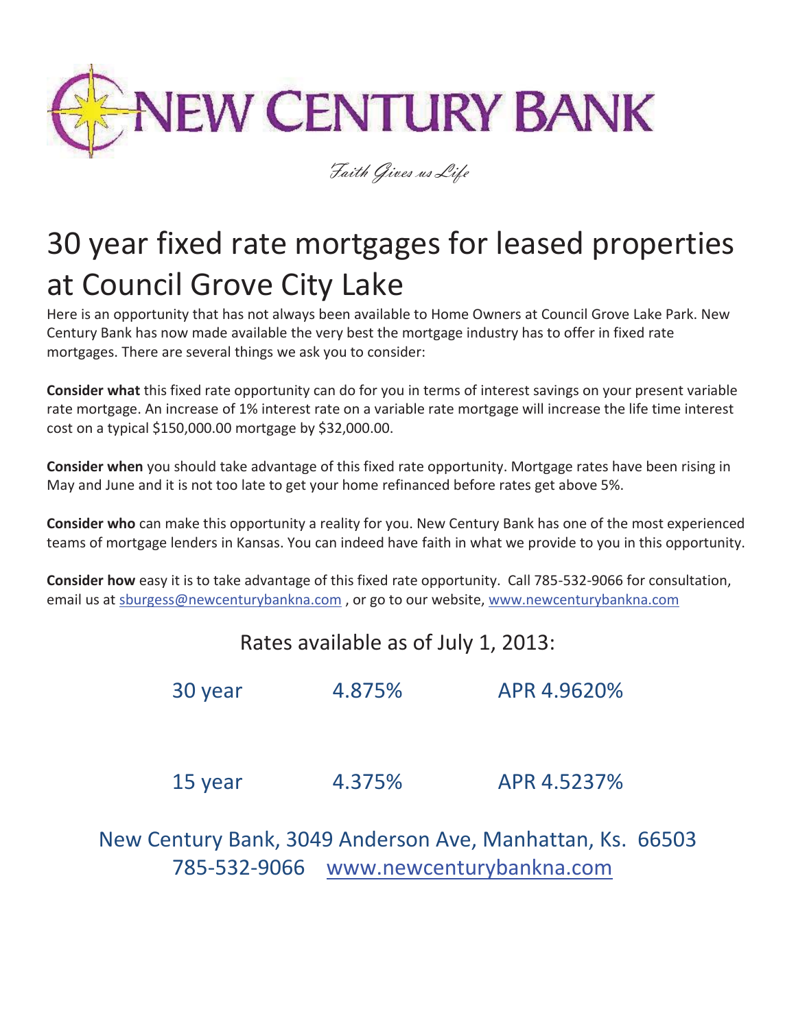# NEW CENTURY BANK

*Faith Gives us Life*

# 30 year fixed rate mortgages for leased properties at Council Grove City Lake

Here is an opportunity that has not always been available to Home Owners at Council Grove Lake Park. New Century Bank has now made available the very best the mortgage industry has to offer in fixed rate mortgages. There are several things we ask you to consider:

**Consider what** this fixed rate opportunity can do for you in terms of interest savings on your present variable rate mortgage. An increase of 1% interest rate on a variable rate mortgage will increase the life time interest cost on a typical $150,000.00 mortgage by $32,000.00.

**Consider when** you should take advantage of this fixed rate opportunity. Mortgage rates have been rising in May and June and it is not too late to get your home refinanced before rates get above 5%.

**Consider who** can make this opportunity a reality for you. New Century Bank has one of the most experienced teams of mortgage lenders in Kansas. You can indeed have faith in what we provide to you in this opportunity.

**Consider how** easy it is to take advantage of this fixed rate opportunity. Call 785-532-9066 for consultation, email us at sburgess@newcenturybankna.com , or go to our website, www.newcenturybankna.com

## Rates available as of July 1, 2013:

| | | |
|---|---|---|
| 30 year | 4.875% | APR 4.9620% |
| 15 year | 4.375% | APR 4.5237% |

New Century Bank, 3049 Anderson Ave, Manhattan, Ks. 66503
785-532-9066 www.newcenturybankna.com